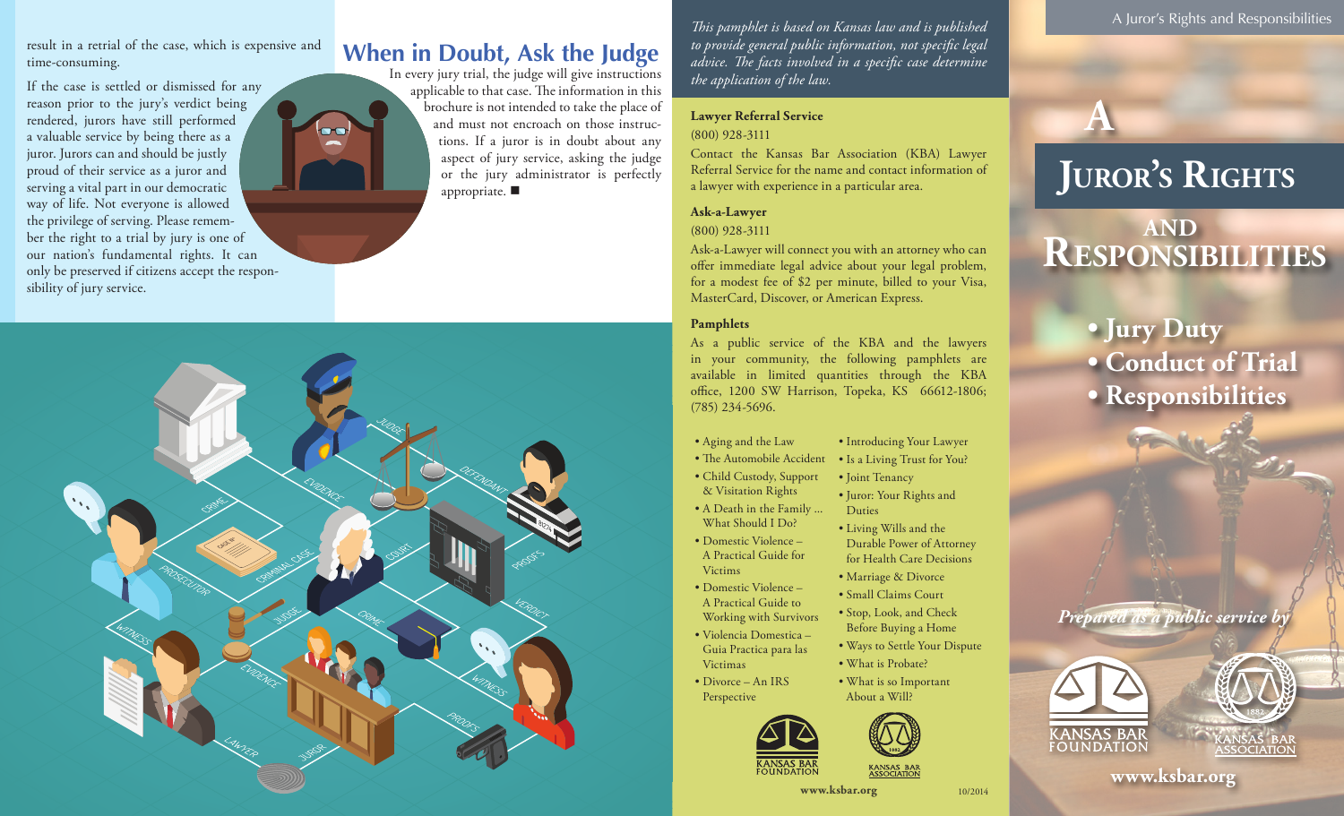result in a retrial of the case, which is expensive and time-consuming.

If the case is settled or dismissed for any reason prior to the jury's verdict being rendered, jurors have still performed a valuable service by being there as a juror. Jurors can and should be justly proud of their service as a juror and serving a vital part in our democratic way of life. Not everyone is allowed the privilege of serving. Please remember the right to a trial by jury is one of our nation's fundamental rights. It can only be preserved if citizens accept the responsibility of jury service.

## When in Doubt, Ask the Judge

In every jury trial, the judge will give instructions applicable to that case. The information in this brochure is not intended to take the place of and must not encroach on those instructions. If a juror is in doubt about any aspect of jury service, asking the judge or the jury administrator is perfectly appropriate. ■

*This pamphlet is based on Kansas law and is published to provide general public information, not specific legal advice. The facts involved in a specific case determine the application of the law.*

**Lawyer Referral Service**

(800) 928-3111

Contact the Kansas Bar Association (KBA) Lawyer Referral Service for the name and contact information of a lawyer with experience in a particular area.

**Ask-a-Lawyer**

(800) 928-3111

Ask-a-Lawyer will connect you with an attorney who can offer immediate legal advice about your legal problem, for a modest fee of $2 per minute, billed to your Visa, MasterCard, Discover, or American Express.

**Pamphlets**

As a public service of the KBA and the lawyers in your community, the following pamphlets are available in limited quantities through the KBA office, 1200 SW Harrison, Topeka, KS 66612-1806; (785) 234-5696.

- Aging and the Law
- The Automobile Accident
- Child Custody, Support & Visitation Rights
- A Death in the Family ... What Should I Do?
- Domestic Violence – A Practical Guide for Victims
- Domestic Violence – A Practical Guide to Working with Survivors
- Violencia Domestica – Guia Practica para las Victimas
- Divorce – An IRS Perspective
- Introducing Your Lawyer
- Is a Living Trust for You?
- Joint Tenancy
- Juror: Your Rights and Duties
- Living Wills and the Durable Power of Attorney for Health Care Decisions
- Marriage & Divorce
- Small Claims Court
- Stop, Look, and Check Before Buying a Home
- Ways to Settle Your Dispute
- What is Probate?
- What is so Important About a Will?

KANSAS BAR FOUNDATION

KANSAS BAR ASSOCIATION

www.ksbar.org

10/2014

# A Juror's Rights and Responsibilities

- **Jury Duty**
- **Conduct of Trial**
- **Responsibilities**

*Prepared as a public service by*

KANSAS BAR FOUNDATION

KANSAS BAR ASSOCIATION

www.ksbar.org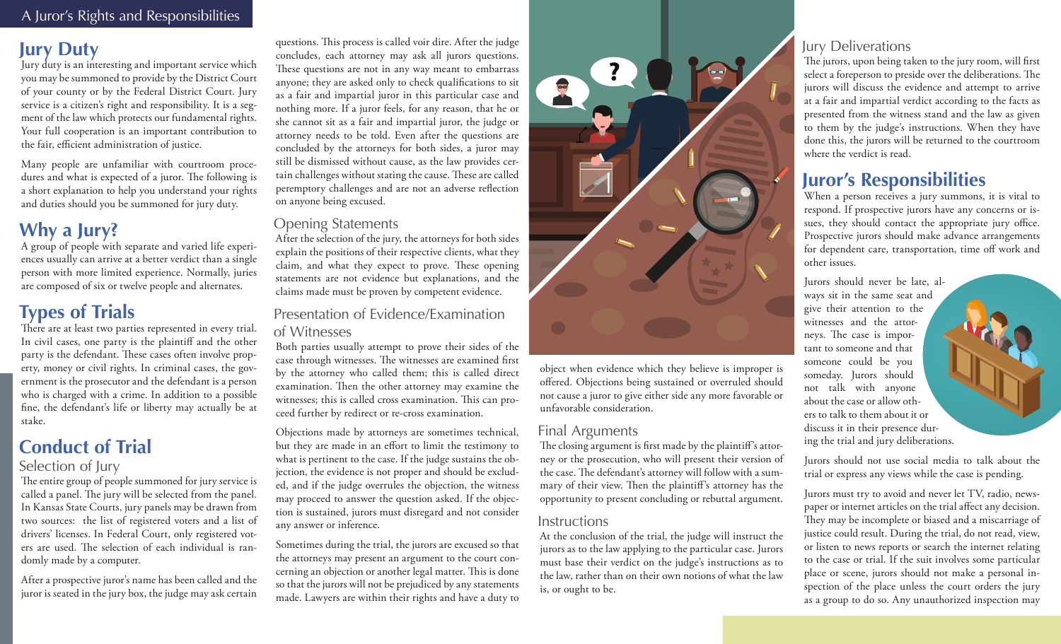A Juror's Rights and Responsibilities

## Jury Duty

Jury duty is an interesting and important service which you may be summoned to provide by the District Court of your county or by the Federal District Court. Jury service is a citizen's right and responsibility. It is a segment of the law which protects our fundamental rights. Your full cooperation is an important contribution to the fair, efficient administration of justice.

Many people are unfamiliar with courtroom procedures and what is expected of a juror. The following is a short explanation to help you understand your rights and duties should you be summoned for jury duty.

## Why a Jury?

A group of people with separate and varied life experiences usually can arrive at a better verdict than a single person with more limited experience. Normally, juries are composed of six or twelve people and alternates.

## Types of Trials

There are at least two parties represented in every trial. In civil cases, one party is the plaintiff and the other party is the defendant. These cases often involve property, money or civil rights. In criminal cases, the government is the prosecutor and the defendant is a person who is charged with a crime. In addition to a possible fine, the defendant's life or liberty may actually be at stake.

## Conduct of Trial

### Selection of Jury

The entire group of people summoned for jury service is called a panel. The jury will be selected from the panel. In Kansas State Courts, jury panels may be drawn from two sources: the list of registered voters and a list of drivers' licenses. In Federal Court, only registered voters are used. The selection of each individual is randomly made by a computer.

After a prospective juror's name has been called and the juror is seated in the jury box, the judge may ask certain questions. This process is called voir dire. After the judge concludes, each attorney may ask all jurors questions. These questions are not in any way meant to embarrass anyone; they are asked only to check qualifications to sit as a fair and impartial juror in this particular case and nothing more. If a juror feels, for any reason, that he or she cannot sit as a fair and impartial juror, the judge or attorney needs to be told. Even after the questions are concluded by the attorneys for both sides, a juror may still be dismissed without cause, as the law provides certain challenges without stating the cause. These are called peremptory challenges and are not an adverse reflection on anyone being excused.

### Opening Statements

After the selection of the jury, the attorneys for both sides explain the positions of their respective clients, what they claim, and what they expect to prove. These opening statements are not evidence but explanations, and the claims made must be proven by competent evidence.

### Presentation of Evidence/Examination of Witnesses

Both parties usually attempt to prove their sides of the case through witnesses. The witnesses are examined first by the attorney who called them; this is called direct examination. Then the other attorney may examine the witnesses; this is called cross examination. This can proceed further by redirect or re-cross examination.

Objections made by attorneys are sometimes technical, but they are made in an effort to limit the testimony to what is pertinent to the case. If the judge sustains the objection, the evidence is not proper and should be excluded, and if the judge overrules the objection, the witness may proceed to answer the question asked. If the objection is sustained, jurors must disregard and not consider any answer or inference.

Sometimes during the trial, the jurors are excused so that the attorneys may present an argument to the court concerning an objection or another legal matter. This is done so that the jurors will not be prejudiced by any statements made. Lawyers are within their rights and have a duty to object when evidence which they believe is improper is offered. Objections being sustained or overruled should not cause a juror to give either side any more favorable or unfavorable consideration.

### Final Arguments

The closing argument is first made by the plaintiff's attorney or the prosecution, who will present their version of the case. The defendant's attorney will follow with a summary of their view. Then the plaintiff's attorney has the opportunity to present concluding or rebuttal argument.

### Instructions

At the conclusion of the trial, the judge will instruct the jurors as to the law applying to the particular case. Jurors must base their verdict on the judge's instructions as to the law, rather than on their own notions of what the law is, or ought to be.

### Jury Deliberations

The jurors, upon being taken to the jury room, will first select a foreperson to preside over the deliberations. The jurors will discuss the evidence and attempt to arrive at a fair and impartial verdict according to the facts as presented from the witness stand and the law as given to them by the judge's instructions. When they have done this, the jurors will be returned to the courtroom where the verdict is read.

## Juror's Responsibilities

When a person receives a jury summons, it is vital to respond. If prospective jurors have any concerns or issues, they should contact the appropriate jury office. Prospective jurors should make advance arrangements for dependent care, transportation, time off work and other issues.

Jurors should never be late, always sit in the same seat and give their attention to the witnesses and the attorneys. The case is important to someone and that someone could be you someday. Jurors should not talk with anyone about the case or allow others to talk to them about it or discuss it in their presence during the trial and jury deliberations.

Jurors should not use social media to talk about the trial or express any views while the case is pending.

Jurors must try to avoid and never let TV, radio, newspaper or internet articles on the trial affect any decision. They may be incomplete or biased and a miscarriage of justice could result. During the trial, do not read, view, or listen to news reports or search the internet relating to the case or trial. If the suit involves some particular place or scene, jurors should not make a personal inspection of the place unless the court orders the jury as a group to do so. Any unauthorized inspection may